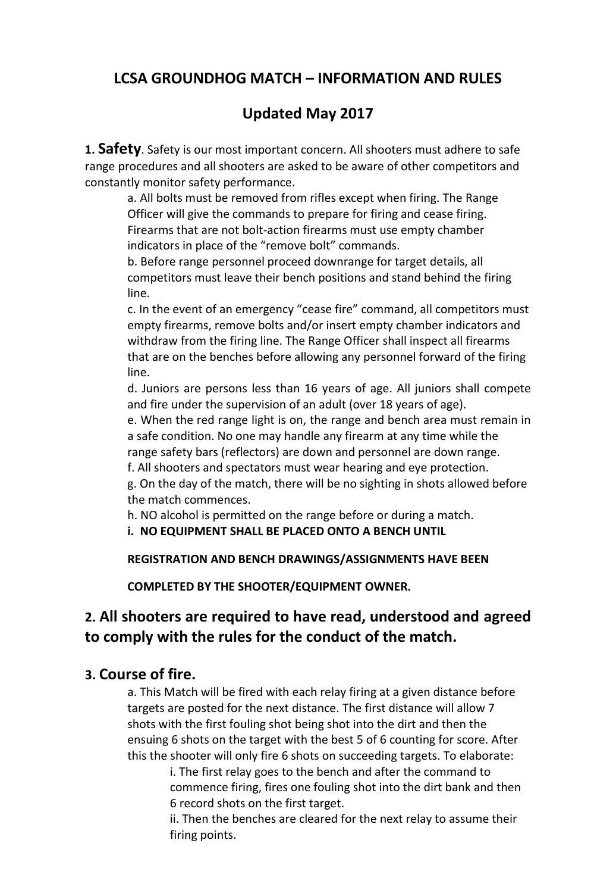# LCSA GROUNDHOG MATCH – INFORMATION AND RULES

## Updated May 2017

**1. Safety**. Safety is our most important concern. All shooters must adhere to safe range procedures and all shooters are asked to be aware of other competitors and constantly monitor safety performance.

a. All bolts must be removed from rifles except when firing. The Range Officer will give the commands to prepare for firing and cease firing. Firearms that are not bolt-action firearms must use empty chamber indicators in place of the "remove bolt" commands.

b. Before range personnel proceed downrange for target details, all competitors must leave their bench positions and stand behind the firing line.

c. In the event of an emergency "cease fire" command, all competitors must empty firearms, remove bolts and/or insert empty chamber indicators and withdraw from the firing line. The Range Officer shall inspect all firearms that are on the benches before allowing any personnel forward of the firing line.

d. Juniors are persons less than 16 years of age. All juniors shall compete and fire under the supervision of an adult (over 18 years of age).

e. When the red range light is on, the range and bench area must remain in a safe condition. No one may handle any firearm at any time while the range safety bars (reflectors) are down and personnel are down range.

f. All shooters and spectators must wear hearing and eye protection.

g. On the day of the match, there will be no sighting in shots allowed before the match commences.

h. NO alcohol is permitted on the range before or during a match.

**i. NO EQUIPMENT SHALL BE PLACED ONTO A BENCH UNTIL REGISTRATION AND BENCH DRAWINGS/ASSIGNMENTS HAVE BEEN COMPLETED BY THE SHOOTER/EQUIPMENT OWNER.**

## 2. All shooters are required to have read, understood and agreed to comply with the rules for the conduct of the match.

## 3. Course of fire.

a. This Match will be fired with each relay firing at a given distance before targets are posted for the next distance. The first distance will allow 7 shots with the first fouling shot being shot into the dirt and then the ensuing 6 shots on the target with the best 5 of 6 counting for score. After this the shooter will only fire 6 shots on succeeding targets. To elaborate:

i. The first relay goes to the bench and after the command to commence firing, fires one fouling shot into the dirt bank and then 6 record shots on the first target.

ii. Then the benches are cleared for the next relay to assume their firing points.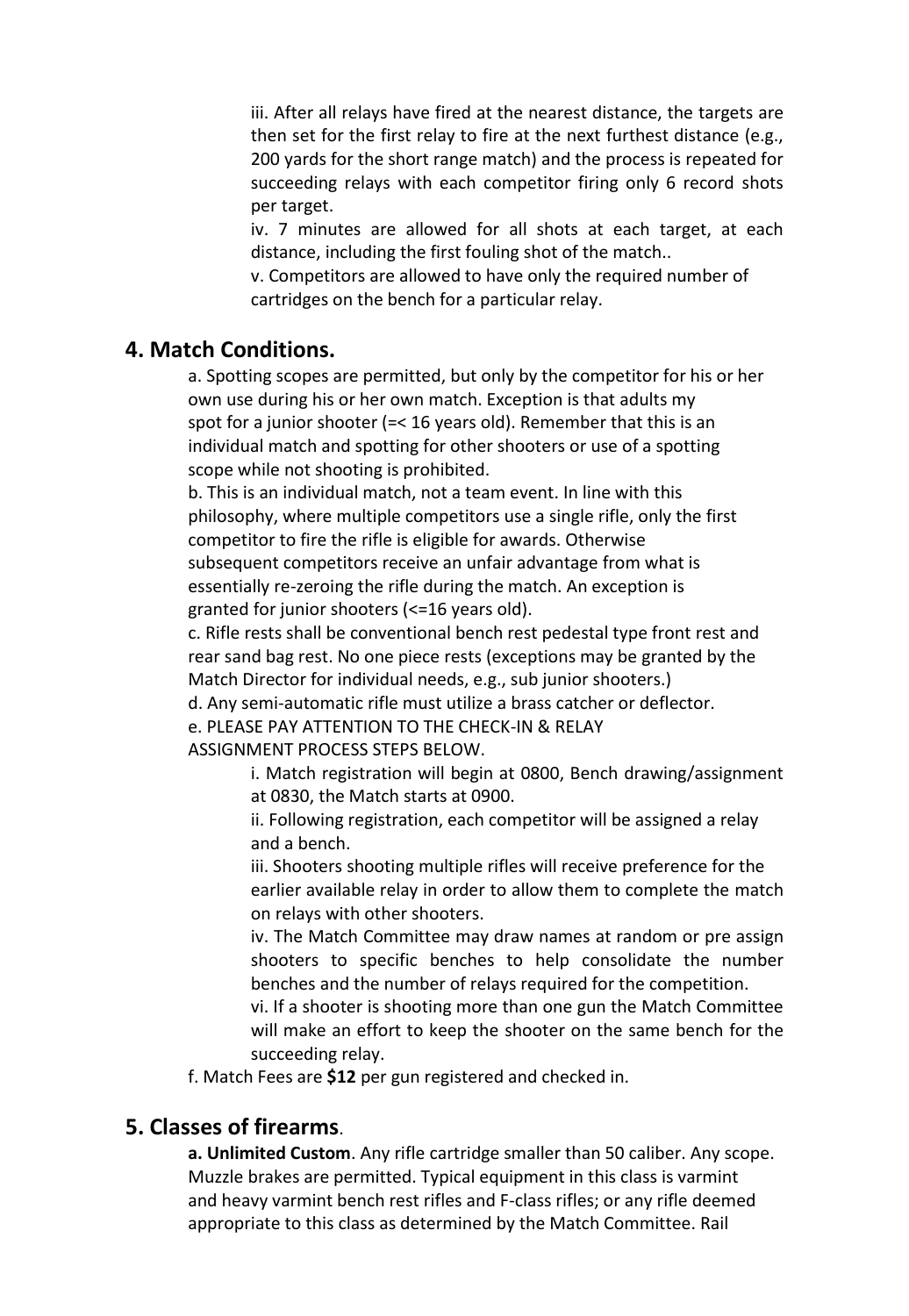iii. After all relays have fired at the nearest distance, the targets are then set for the first relay to fire at the next furthest distance (e.g., 200 yards for the short range match) and the process is repeated for succeeding relays with each competitor firing only 6 record shots per target.

iv. 7 minutes are allowed for all shots at each target, at each distance, including the first fouling shot of the match..

v. Competitors are allowed to have only the required number of cartridges on the bench for a particular relay.

## 4. Match Conditions.

a. Spotting scopes are permitted, but only by the competitor for his or her own use during his or her own match. Exception is that adults my spot for a junior shooter (=< 16 years old). Remember that this is an individual match and spotting for other shooters or use of a spotting scope while not shooting is prohibited.

b. This is an individual match, not a team event. In line with this philosophy, where multiple competitors use a single rifle, only the first competitor to fire the rifle is eligible for awards. Otherwise subsequent competitors receive an unfair advantage from what is essentially re-zeroing the rifle during the match. An exception is granted for junior shooters (<=16 years old).

c. Rifle rests shall be conventional bench rest pedestal type front rest and rear sand bag rest. No one piece rests (exceptions may be granted by the Match Director for individual needs, e.g., sub junior shooters.)

d. Any semi-automatic rifle must utilize a brass catcher or deflector.

e. PLEASE PAY ATTENTION TO THE CHECK-IN & RELAY ASSIGNMENT PROCESS STEPS BELOW.

i. Match registration will begin at 0800, Bench drawing/assignment at 0830, the Match starts at 0900.

ii. Following registration, each competitor will be assigned a relay and a bench.

iii. Shooters shooting multiple rifles will receive preference for the earlier available relay in order to allow them to complete the match on relays with other shooters.

iv. The Match Committee may draw names at random or pre assign shooters to specific benches to help consolidate the number benches and the number of relays required for the competition.

vi. If a shooter is shooting more than one gun the Match Committee will make an effort to keep the shooter on the same bench for the succeeding relay.

f. Match Fees are **$12** per gun registered and checked in.

## 5. Classes of firearms.

**a. Unlimited Custom**. Any rifle cartridge smaller than 50 caliber. Any scope. Muzzle brakes are permitted. Typical equipment in this class is varmint and heavy varmint bench rest rifles and F-class rifles; or any rifle deemed appropriate to this class as determined by the Match Committee. Rail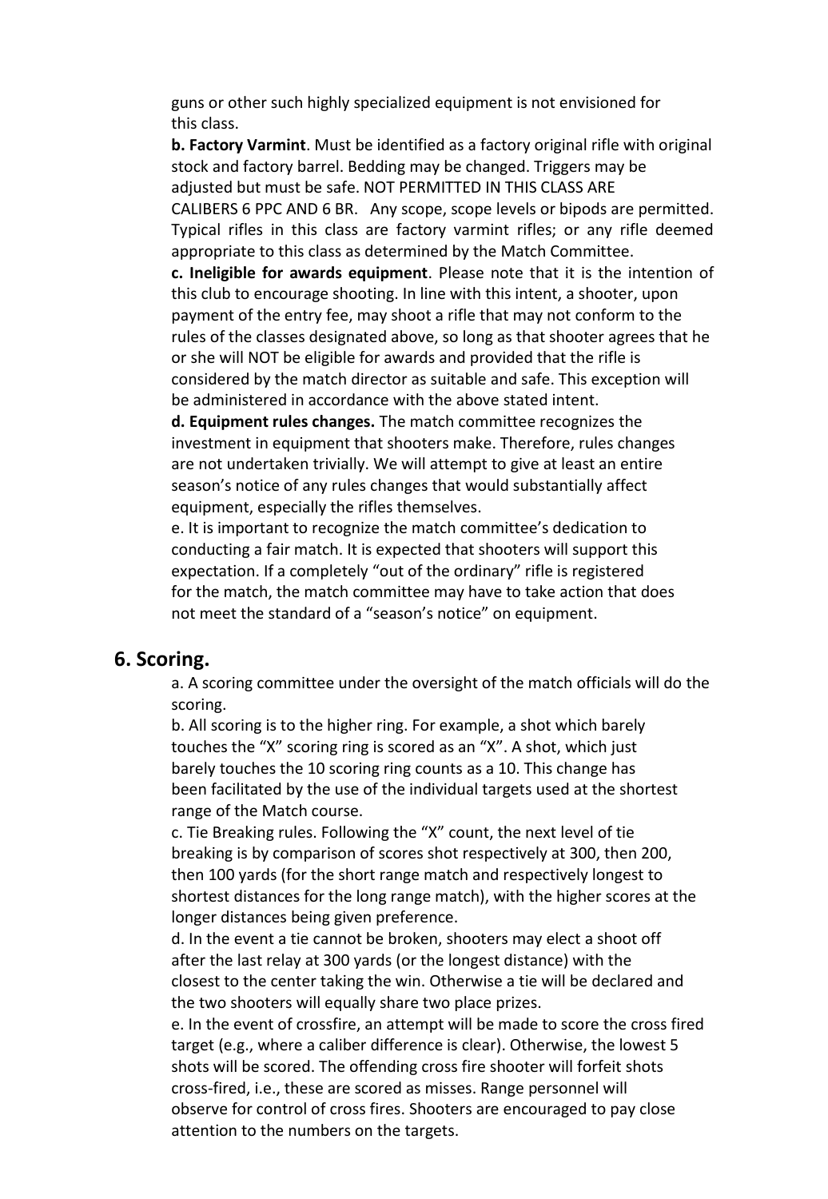guns or other such highly specialized equipment is not envisioned for this class.

**b. Factory Varmint**. Must be identified as a factory original rifle with original stock and factory barrel. Bedding may be changed. Triggers may be adjusted but must be safe. NOT PERMITTED IN THIS CLASS ARE CALIBERS 6 PPC AND 6 BR. Any scope, scope levels or bipods are permitted. Typical rifles in this class are factory varmint rifles; or any rifle deemed appropriate to this class as determined by the Match Committee.

**c. Ineligible for awards equipment**. Please note that it is the intention of this club to encourage shooting. In line with this intent, a shooter, upon payment of the entry fee, may shoot a rifle that may not conform to the rules of the classes designated above, so long as that shooter agrees that he or she will NOT be eligible for awards and provided that the rifle is considered by the match director as suitable and safe. This exception will be administered in accordance with the above stated intent.

**d. Equipment rules changes.** The match committee recognizes the investment in equipment that shooters make. Therefore, rules changes are not undertaken trivially. We will attempt to give at least an entire season's notice of any rules changes that would substantially affect equipment, especially the rifles themselves.

e. It is important to recognize the match committee's dedication to conducting a fair match. It is expected that shooters will support this expectation. If a completely "out of the ordinary" rifle is registered for the match, the match committee may have to take action that does not meet the standard of a "season's notice" on equipment.

## 6. Scoring.

a. A scoring committee under the oversight of the match officials will do the scoring.

b. All scoring is to the higher ring. For example, a shot which barely touches the "X" scoring ring is scored as an "X". A shot, which just barely touches the 10 scoring ring counts as a 10. This change has been facilitated by the use of the individual targets used at the shortest range of the Match course.

c. Tie Breaking rules. Following the "X" count, the next level of tie breaking is by comparison of scores shot respectively at 300, then 200, then 100 yards (for the short range match and respectively longest to shortest distances for the long range match), with the higher scores at the longer distances being given preference.

d. In the event a tie cannot be broken, shooters may elect a shoot off after the last relay at 300 yards (or the longest distance) with the closest to the center taking the win. Otherwise a tie will be declared and the two shooters will equally share two place prizes.

e. In the event of crossfire, an attempt will be made to score the cross fired target (e.g., where a caliber difference is clear). Otherwise, the lowest 5 shots will be scored. The offending cross fire shooter will forfeit shots cross-fired, i.e., these are scored as misses. Range personnel will observe for control of cross fires. Shooters are encouraged to pay close attention to the numbers on the targets.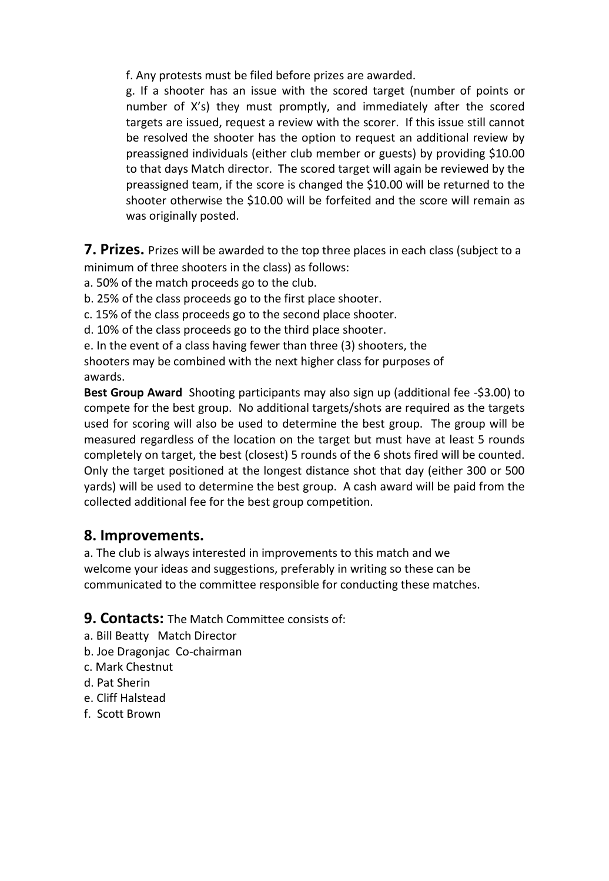f. Any protests must be filed before prizes are awarded.

g. If a shooter has an issue with the scored target (number of points or number of X's) they must promptly, and immediately after the scored targets are issued, request a review with the scorer. If this issue still cannot be resolved the shooter has the option to request an additional review by preassigned individuals (either club member or guests) by providing $10.00 to that days Match director. The scored target will again be reviewed by the preassigned team, if the score is changed the $10.00 will be returned to the shooter otherwise the $10.00 will be forfeited and the score will remain as was originally posted.

## 7. Prizes.

Prizes will be awarded to the top three places in each class (subject to a minimum of three shooters in the class) as follows:

a. 50% of the match proceeds go to the club.

b. 25% of the class proceeds go to the first place shooter.

c. 15% of the class proceeds go to the second place shooter.

d. 10% of the class proceeds go to the third place shooter.

e. In the event of a class having fewer than three (3) shooters, the shooters may be combined with the next higher class for purposes of awards.

**Best Group Award** Shooting participants may also sign up (additional fee -$3.00) to compete for the best group. No additional targets/shots are required as the targets used for scoring will also be used to determine the best group. The group will be measured regardless of the location on the target but must have at least 5 rounds completely on target, the best (closest) 5 rounds of the 6 shots fired will be counted. Only the target positioned at the longest distance shot that day (either 300 or 500 yards) will be used to determine the best group. A cash award will be paid from the collected additional fee for the best group competition.

## 8. Improvements.

a. The club is always interested in improvements to this match and we welcome your ideas and suggestions, preferably in writing so these can be communicated to the committee responsible for conducting these matches.

## 9. Contacts:

The Match Committee consists of:

a. Bill Beatty Match Director

b. Joe Dragonjac Co-chairman

c. Mark Chestnut

d. Pat Sherin

e. Cliff Halstead

f. Scott Brown